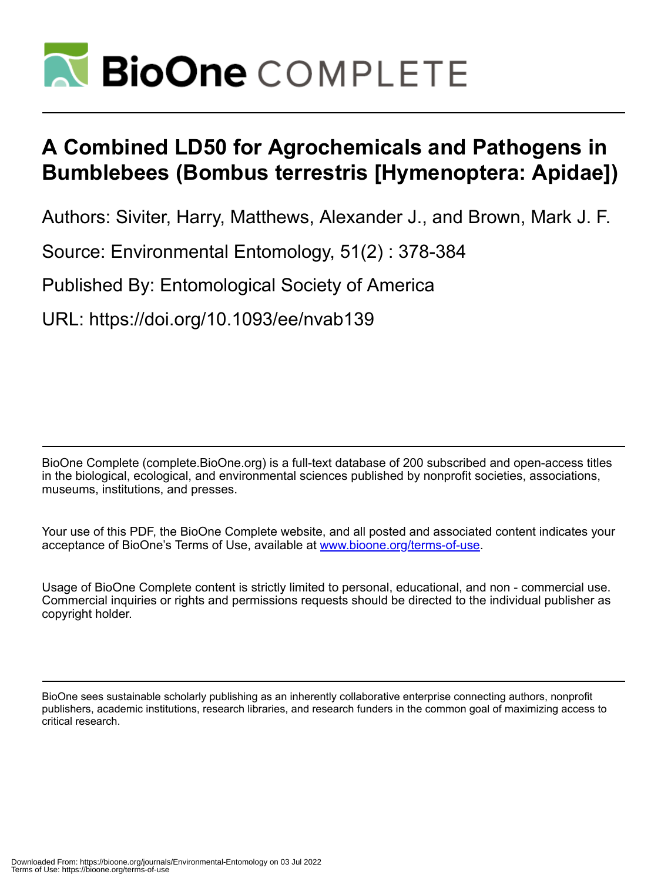# BioOne COMPLETE

# A Combined LD50 for Agrochemicals and Pathogens in Bumblebees (Bombus terrestris [Hymenoptera: Apidae])

Authors: Siviter, Harry, Matthews, Alexander J., and Brown, Mark J. F.

Source: Environmental Entomology, 51(2) : 378-384

Published By: Entomological Society of America

URL: https://doi.org/10.1093/ee/nvab139

BioOne Complete (complete.BioOne.org) is a full-text database of 200 subscribed and open-access titles in the biological, ecological, and environmental sciences published by nonprofit societies, associations, museums, institutions, and presses.

Your use of this PDF, the BioOne Complete website, and all posted and associated content indicates your acceptance of BioOne's Terms of Use, available at www.bioone.org/terms-of-use.

Usage of BioOne Complete content is strictly limited to personal, educational, and non - commercial use. Commercial inquiries or rights and permissions requests should be directed to the individual publisher as copyright holder.

BioOne sees sustainable scholarly publishing as an inherently collaborative enterprise connecting authors, nonprofit publishers, academic institutions, research libraries, and research funders in the common goal of maximizing access to critical research.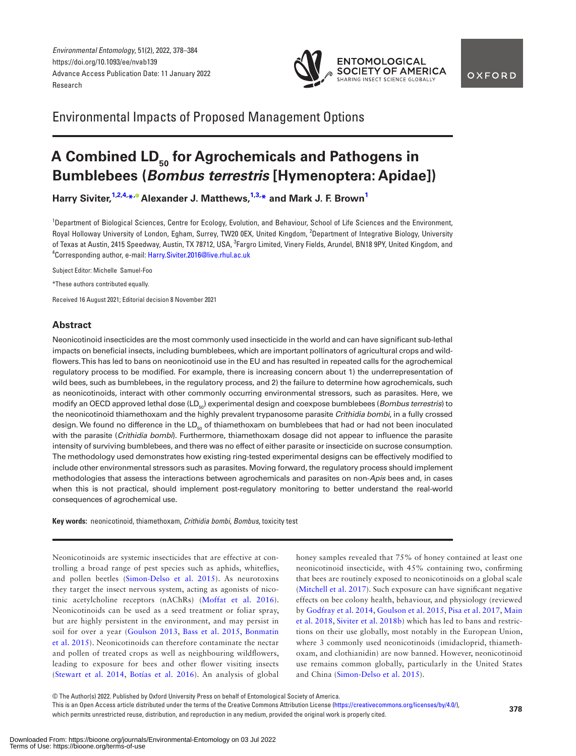Environmental Impacts of Proposed Management Options

# A Combined $LD_{50}$ for Agrochemicals and Pathogens in Bumblebees (*Bombus terrestris* [Hymenoptera: Apidae])

**Harry Siviter,[1,2,4,*] Alexander J. Matthews,[1,3,*] and Mark J. F. Brown[1]**

[1]Department of Biological Sciences, Centre for Ecology, Evolution, and Behaviour, School of Life Sciences and the Environment, Royal Holloway University of London, Egham, Surrey, TW20 0EX, United Kingdom, [2]Department of Integrative Biology, University of Texas at Austin, 2415 Speedway, Austin, TX 78712, USA, [3]Fargro Limited, Vinery Fields, Arundel, BN18 9PY, United Kingdom, and [4]Corresponding author, e-mail: Harry.Siviter.2016@live.rhul.ac.uk

Subject Editor: Michelle Samuel-Foo

*These authors contributed equally.

Received 16 August 2021; Editorial decision 8 November 2021

## Abstract

Neonicotinoid insecticides are the most commonly used insecticide in the world and can have significant sub-lethal impacts on beneficial insects, including bumblebees, which are important pollinators of agricultural crops and wildflowers. This has led to bans on neonicotinoid use in the EU and has resulted in repeated calls for the agrochemical regulatory process to be modified. For example, there is increasing concern about 1) the underrepresentation of wild bees, such as bumblebees, in the regulatory process, and 2) the failure to determine how agrochemicals, such as neonicotinoids, interact with other commonly occurring environmental stressors, such as parasites. Here, we modify an OECD approved lethal dose ($LD_{50}$) experimental design and coexpose bumblebees (*Bombus terrestris*) to the neonicotinoid thiamethoxam and the highly prevalent trypanosome parasite *Crithidia bombi*, in a fully crossed design. We found no difference in the $LD_{50}$ of thiamethoxam on bumblebees that had or had not been inoculated with the parasite (*Crithidia bombi*). Furthermore, thiamethoxam dosage did not appear to influence the parasite intensity of surviving bumblebees, and there was no effect of either parasite or insecticide on sucrose consumption. The methodology used demonstrates how existing ring-tested experimental designs can be effectively modified to include other environmental stressors such as parasites. Moving forward, the regulatory process should implement methodologies that assess the interactions between agrochemicals and parasites on non-*Apis* bees and, in cases when this is not practical, should implement post-regulatory monitoring to better understand the real-world consequences of agrochemical use.

**Key words:** neonicotinoid, thiamethoxam, *Crithidia bombi*, *Bombus*, toxicity test

Neonicotinoids are systemic insecticides that are effective at controlling a broad range of pest species such as aphids, whiteflies, and pollen beetles (Simon-Delso et al. 2015). As neurotoxins they target the insect nervous system, acting as agonists of nicotinic acetylcholine receptors (nAChRs) (Moffat et al. 2016). Neonicotinoids can be used as a seed treatment or foliar spray, but are highly persistent in the environment, and may persist in soil for over a year (Goulson 2013, Bass et al. 2015, Bonmatin et al. 2015). Neonicotinoids can therefore contaminate the nectar and pollen of treated crops as well as neighbouring wildflowers, leading to exposure for bees and other flower visiting insects (Stewart et al. 2014, Botías et al. 2016). An analysis of global honey samples revealed that 75% of honey contained at least one neonicotinoid insecticide, with 45% containing two, confirming that bees are routinely exposed to neonicotinoids on a global scale (Mitchell et al. 2017). Such exposure can have significant negative effects on bee colony health, behaviour, and physiology (reviewed by Godfray et al. 2014, Goulson et al. 2015, Pisa et al. 2017, Main et al. 2018, Siviter et al. 2018b) which has led to bans and restrictions on their use globally, most notably in the European Union, where 3 commonly used neonicotinoids (imidacloprid, thiamethoxam, and clothianidin) are now banned. However, neonicotinoid use remains common globally, particularly in the United States and China (Simon-Delso et al. 2015).

© The Author(s) 2022. Published by Oxford University Press on behalf of Entomological Society of America.
This is an Open Access article distributed under the terms of the Creative Commons Attribution License (https://creativecommons.org/licenses/by/4.0/), which permits unrestricted reuse, distribution, and reproduction in any medium, provided the original work is properly cited.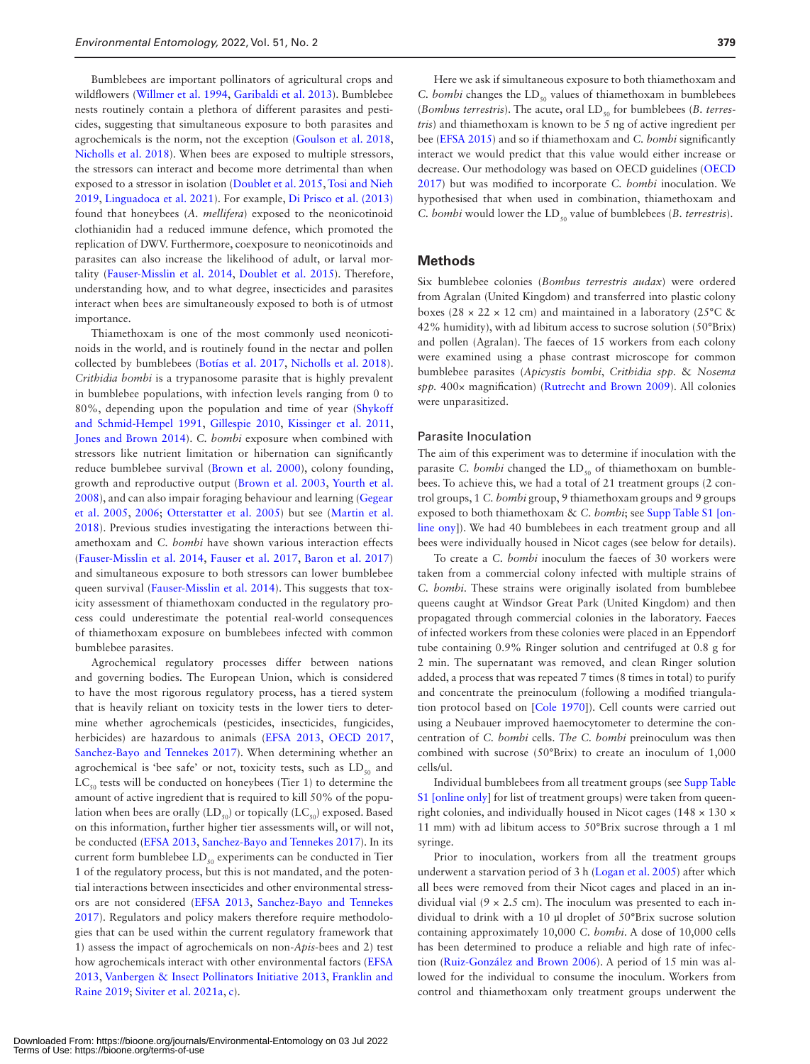Bumblebees are important pollinators of agricultural crops and wildflowers (Willmer et al. 1994, Garibaldi et al. 2013). Bumblebee nests routinely contain a plethora of different parasites and pesticides, suggesting that simultaneous exposure to both parasites and agrochemicals is the norm, not the exception (Goulson et al. 2018, Nicholls et al. 2018). When bees are exposed to multiple stressors, the stressors can interact and become more detrimental than when exposed to a stressor in isolation (Doublet et al. 2015, Tosi and Nieh 2019, Linguadoca et al. 2021). For example, Di Prisco et al. (2013) found that honeybees (*A. mellifera*) exposed to the neonicotinoid clothianidin had a reduced immune defence, which promoted the replication of DWV. Furthermore, coexposure to neonicotinoids and parasites can also increase the likelihood of adult, or larval mortality (Fauser-Misslin et al. 2014, Doublet et al. 2015). Therefore, understanding how, and to what degree, insecticides and parasites interact when bees are simultaneously exposed to both is of utmost importance.

Thiamethoxam is one of the most commonly used neonicotinoids in the world, and is routinely found in the nectar and pollen collected by bumblebees (Botías et al. 2017, Nicholls et al. 2018). *Crithidia bombi* is a trypanosome parasite that is highly prevalent in bumblebee populations, with infection levels ranging from 0 to 80%, depending upon the population and time of year (Shykoff and Schmid-Hempel 1991, Gillespie 2010, Kissinger et al. 2011, Jones and Brown 2014). *C. bombi* exposure when combined with stressors like nutrient limitation or hibernation can significantly reduce bumblebee survival (Brown et al. 2000), colony founding, growth and reproductive output (Brown et al. 2003, Yourth et al. 2008), and can also impair foraging behaviour and learning (Gegear et al. 2005, 2006; Otterstatter et al. 2005) but see (Martin et al. 2018). Previous studies investigating the interactions between thiamethoxam and *C. bombi* have shown various interaction effects (Fauser-Misslin et al. 2014, Fauser et al. 2017, Baron et al. 2017) and simultaneous exposure to both stressors can lower bumblebee queen survival (Fauser-Misslin et al. 2014). This suggests that toxicity assessment of thiamethoxam conducted in the regulatory process could underestimate the potential real-world consequences of thiamethoxam exposure on bumblebees infected with common bumblebee parasites.

Agrochemical regulatory processes differ between nations and governing bodies. The European Union, which is considered to have the most rigorous regulatory process, has a tiered system that is heavily reliant on toxicity tests in the lower tiers to determine whether agrochemicals (pesticides, insecticides, fungicides, herbicides) are hazardous to animals (EFSA 2013, OECD 2017, Sanchez-Bayo and Tennekes 2017). When determining whether an agrochemical is 'bee safe' or not, toxicity tests, such as $LD_{50}$ and $LC_{50}$ tests will be conducted on honeybees (Tier 1) to determine the amount of active ingredient that is required to kill 50% of the population when bees are orally ($LD_{50}$) or topically ($LC_{50}$) exposed. Based on this information, further higher tier assessments will, or will not, be conducted (EFSA 2013, Sanchez-Bayo and Tennekes 2017). In its current form bumblebee $LD_{50}$ experiments can be conducted in Tier 1 of the regulatory process, but this is not mandated, and the potential interactions between insecticides and other environmental stressors are not considered (EFSA 2013, Sanchez-Bayo and Tennekes 2017). Regulators and policy makers therefore require methodologies that can be used within the current regulatory framework that 1) assess the impact of agrochemicals on non-*Apis*-bees and 2) test how agrochemicals interact with other environmental factors (EFSA 2013, Vanbergen & Insect Pollinators Initiative 2013, Franklin and Raine 2019; Siviter et al. 2021a, c).

Here we ask if simultaneous exposure to both thiamethoxam and *C. bombi* changes the $LD_{50}$ values of thiamethoxam in bumblebees (*Bombus terrestris*). The acute, oral $LD_{50}$ for bumblebees (*B. terrestris*) and thiamethoxam is known to be 5 ng of active ingredient per bee (EFSA 2015) and so if thiamethoxam and *C. bombi* significantly interact we would predict that this value would either increase or decrease. Our methodology was based on OECD guidelines (OECD 2017) but was modified to incorporate *C. bombi* inoculation. We hypothesised that when used in combination, thiamethoxam and *C. bombi* would lower the $LD_{50}$ value of bumblebees (*B. terrestris*).

## Methods

Six bumblebee colonies (*Bombus terrestris audax*) were ordered from Agralan (United Kingdom) and transferred into plastic colony boxes (28 × 22 × 12 cm) and maintained in a laboratory (25°C & 42% humidity), with ad libitum access to sucrose solution (50°Brix) and pollen (Agralan). The faeces of 15 workers from each colony were examined using a phase contrast microscope for common bumblebee parasites (*Apicystis bombi*, *Crithidia spp.* & *Nosema spp.* 400× magnification) (Rutrecht and Brown 2009). All colonies were unparasitized.

### Parasite Inoculation

The aim of this experiment was to determine if inoculation with the parasite *C. bombi* changed the $LD_{50}$ of thiamethoxam on bumblebees. To achieve this, we had a total of 21 treatment groups (2 control groups, 1 *C. bombi* group, 9 thiamethoxam groups and 9 groups exposed to both thiamethoxam & *C. bombi*; see Supp Table S1 [online ony]). We had 40 bumblebees in each treatment group and all bees were individually housed in Nicot cages (see below for details).

To create a *C. bombi* inoculum the faeces of 30 workers were taken from a commercial colony infected with multiple strains of *C. bombi*. These strains were originally isolated from bumblebee queens caught at Windsor Great Park (United Kingdom) and then propagated through commercial colonies in the laboratory. Faeces of infected workers from these colonies were placed in an Eppendorf tube containing 0.9% Ringer solution and centrifuged at 0.8 g for 2 min. The supernatant was removed, and clean Ringer solution added, a process that was repeated 7 times (8 times in total) to purify and concentrate the preinoculum (following a modified triangulation protocol based on [Cole 1970]). Cell counts were carried out using a Neubauer improved haemocytometer to determine the concentration of *C. bombi* cells. *The C. bombi* preinoculum was then combined with sucrose (50°Brix) to create an inoculum of 1,000 cells/ul.

Individual bumblebees from all treatment groups (see Supp Table S1 [online only] for list of treatment groups) were taken from queenright colonies, and individually housed in Nicot cages (148 × 130 × 11 mm) with ad libitum access to 50°Brix sucrose through a 1 ml syringe.

Prior to inoculation, workers from all the treatment groups underwent a starvation period of 3 h (Logan et al. 2005) after which all bees were removed from their Nicot cages and placed in an individual vial (9 × 2.5 cm). The inoculum was presented to each individual to drink with a 10 µl droplet of 50°Brix sucrose solution containing approximately 10,000 *C. bombi*. A dose of 10,000 cells has been determined to produce a reliable and high rate of infection (Ruiz-González and Brown 2006). A period of 15 min was allowed for the individual to consume the inoculum. Workers from control and thiamethoxam only treatment groups underwent the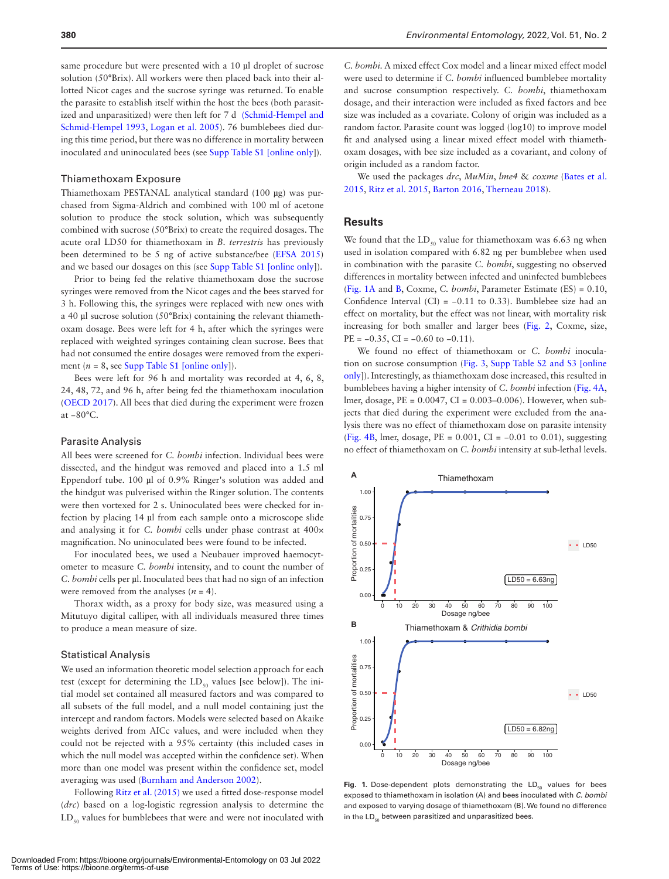same procedure but were presented with a 10 µl droplet of sucrose solution (50°Brix). All workers were then placed back into their allotted Nicot cages and the sucrose syringe was returned. To enable the parasite to establish itself within the host the bees (both parasitized and unparasitized) were then left for 7 d (Schmid-Hempel and Schmid-Hempel 1993, Logan et al. 2005). 76 bumblebees died during this time period, but there was no difference in mortality between inoculated and uninoculated bees (see Supp Table S1 [online only]).

### Thiamethoxam Exposure

Thiamethoxam PESTANAL analytical standard (100 µg) was purchased from Sigma-Aldrich and combined with 100 ml of acetone solution to produce the stock solution, which was subsequently combined with sucrose (50°Brix) to create the required dosages. The acute oral LD50 for thiamethoxam in *B. terrestris* has previously been determined to be 5 ng of active substance/bee (EFSA 2015) and we based our dosages on this (see Supp Table S1 [online only]).

Prior to being fed the relative thiamethoxam dose the sucrose syringes were removed from the Nicot cages and the bees starved for 3 h. Following this, the syringes were replaced with new ones with a 40 µl sucrose solution (50°Brix) containing the relevant thiamethoxam dosage. Bees were left for 4 h, after which the syringes were replaced with weighted syringes containing clean sucrose. Bees that had not consumed the entire dosages were removed from the experiment ($n = 8$, see Supp Table S1 [online only]).

Bees were left for 96 h and mortality was recorded at 4, 6, 8, 24, 48, 72, and 96 h, after being fed the thiamethoxam inoculation (OECD 2017). All bees that died during the experiment were frozen at −80°C.

### Parasite Analysis

All bees were screened for *C. bombi* infection. Individual bees were dissected, and the hindgut was removed and placed into a 1.5 ml Eppendorf tube. 100 µl of 0.9% Ringer's solution was added and the hindgut was pulverised within the Ringer solution. The contents were then vortexed for 2 s. Uninoculated bees were checked for infection by placing 14 µl from each sample onto a microscope slide and analysing it for *C. bombi* cells under phase contrast at 400× magnification. No uninoculated bees were found to be infected.

For inoculated bees, we used a Neubauer improved haemocytometer to measure *C. bombi* intensity, and to count the number of *C. bombi* cells per µl. Inoculated bees that had no sign of an infection were removed from the analyses ($n = 4$).

Thorax width, as a proxy for body size, was measured using a Mitutuyo digital calliper, with all individuals measured three times to produce a mean measure of size.

### Statistical Analysis

We used an information theoretic model selection approach for each test (except for determining the $LD_{50}$ values [see below]). The initial model set contained all measured factors and was compared to all subsets of the full model, and a null model containing just the intercept and random factors. Models were selected based on Akaike weights derived from AICc values, and were included when they could not be rejected with a 95% certainty (this included cases in which the null model was accepted within the confidence set). When more than one model was present within the confidence set, model averaging was used (Burnham and Anderson 2002).

Following Ritz et al. (2015) we used a fitted dose-response model (*drc*) based on a log-logistic regression analysis to determine the $LD_{50}$ values for bumblebees that were and were not inoculated with *C. bombi*. A mixed effect Cox model and a linear mixed effect model were used to determine if *C. bombi* influenced bumblebee mortality and sucrose consumption respectively. *C. bombi*, thiamethoxam dosage, and their interaction were included as fixed factors and bee size was included as a covariate. Colony of origin was included as a random factor. Parasite count was logged (log10) to improve model fit and analysed using a linear mixed effect model with thiamethoxam dosages, with bee size included as a covariant, and colony of origin included as a random factor.

We used the packages *drc*, *MuMin*, *lme4* & *coxme* (Bates et al. 2015, Ritz et al. 2015, Barton 2016, Therneau 2018).

## Results

We found that the $LD_{50}$ value for thiamethoxam was 6.63 ng when used in isolation compared with 6.82 ng per bumblebee when used in combination with the parasite *C. bombi*, suggesting no observed differences in mortality between infected and uninfected bumblebees (Fig. 1A and B, Coxme, *C. bombi*, Parameter Estimate (ES) = 0.10, Confidence Interval (CI) = −0.11 to 0.33). Bumblebee size had an effect on mortality, but the effect was not linear, with mortality risk increasing for both smaller and larger bees (Fig. 2, Coxme, size, PE = −0.35, CI = −0.60 to −0.11).

We found no effect of thiamethoxam or *C. bombi* inoculation on sucrose consumption (Fig. 3, Supp Table S2 and S3 [online only]). Interestingly, as thiamethoxam dose increased, this resulted in bumblebees having a higher intensity of *C. bombi* infection (Fig. 4A, lmer, dosage, PE = 0.0047, CI = 0.003–0.006). However, when subjects that died during the experiment were excluded from the analysis there was no effect of thiamethoxam dose on parasite intensity (Fig. 4B, lmer, dosage, PE = 0.001, CI = −0.01 to 0.01), suggesting no effect of thiamethoxam on *C. bombi* intensity at sub-lethal levels.

**Fig. 1.** Dose-dependent plots demonstrating the $LD_{50}$ values for bees exposed to thiamethoxam in isolation (A) and bees inoculated with *C. bombi* and exposed to varying dosage of thiamethoxam (B). We found no difference in the $LD_{50}$ between parasitized and unparasitized bees.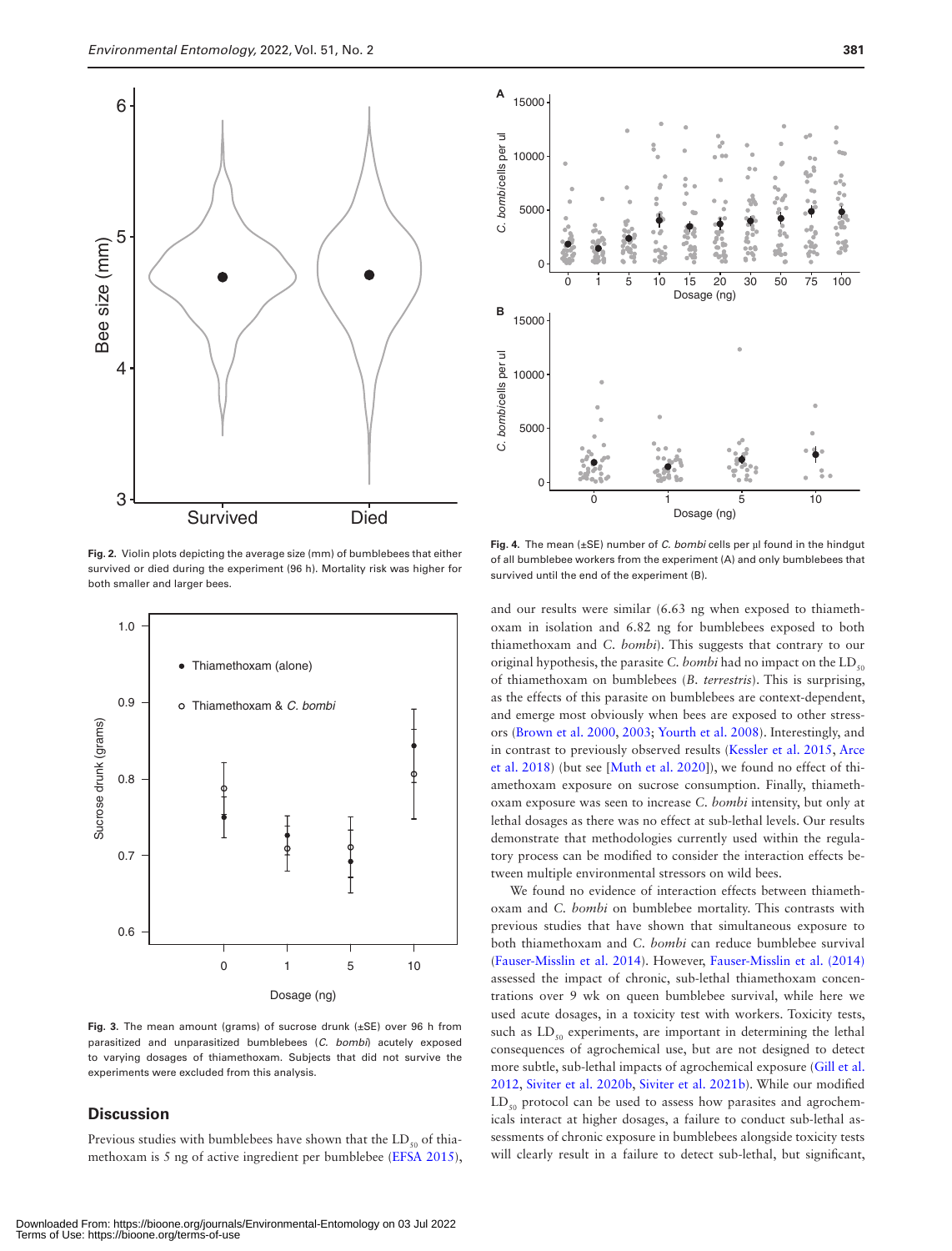Fig. 2. Violin plots depicting the average size (mm) of bumblebees that either survived or died during the experiment (96 h). Mortality risk was higher for both smaller and larger bees.

Fig. 3. The mean amount (grams) of sucrose drunk (±SE) over 96 h from parasitized and unparasitized bumblebees (*C. bombi*) acutely exposed to varying dosages of thiamethoxam. Subjects that did not survive the experiments were excluded from this analysis.

Fig. 4. The mean (±SE) number of *C. bombi* cells per μl found in the hindgut of all bumblebee workers from the experiment (A) and only bumblebees that survived until the end of the experiment (B).

## Discussion

Previous studies with bumblebees have shown that the $LD_{50}$ of thiamethoxam is 5 ng of active ingredient per bumblebee (EFSA 2015), and our results were similar (6.63 ng when exposed to thiamethoxam in isolation and 6.82 ng for bumblebees exposed to both thiamethoxam and *C. bombi*). This suggests that contrary to our original hypothesis, the parasite *C. bombi* had no impact on the $LD_{50}$ of thiamethoxam on bumblebees (*B. terrestris*). This is surprising, as the effects of this parasite on bumblebees are context-dependent, and emerge most obviously when bees are exposed to other stressors (Brown et al. 2000, 2003; Yourth et al. 2008). Interestingly, and in contrast to previously observed results (Kessler et al. 2015, Arce et al. 2018) (but see [Muth et al. 2020]), we found no effect of thiamethoxam exposure on sucrose consumption. Finally, thiamethoxam exposure was seen to increase *C. bombi* intensity, but only at lethal dosages as there was no effect at sub-lethal levels. Our results demonstrate that methodologies currently used within the regulatory process can be modified to consider the interaction effects between multiple environmental stressors on wild bees.

We found no evidence of interaction effects between thiamethoxam and *C. bombi* on bumblebee mortality. This contrasts with previous studies that have shown that simultaneous exposure to both thiamethoxam and *C. bombi* can reduce bumblebee survival (Fauser-Misslin et al. 2014). However, Fauser-Misslin et al. (2014) assessed the impact of chronic, sub-lethal thiamethoxam concentrations over 9 wk on queen bumblebee survival, while here we used acute dosages, in a toxicity test with workers. Toxicity tests, such as $LD_{50}$ experiments, are important in determining the lethal consequences of agrochemical use, but are not designed to detect more subtle, sub-lethal impacts of agrochemical exposure (Gill et al. 2012, Siviter et al. 2020b, Siviter et al. 2021b). While our modified $LD_{50}$ protocol can be used to assess how parasites and agrochemicals interact at higher dosages, a failure to conduct sub-lethal assessments of chronic exposure in bumblebees alongside toxicity tests will clearly result in a failure to detect sub-lethal, but significant,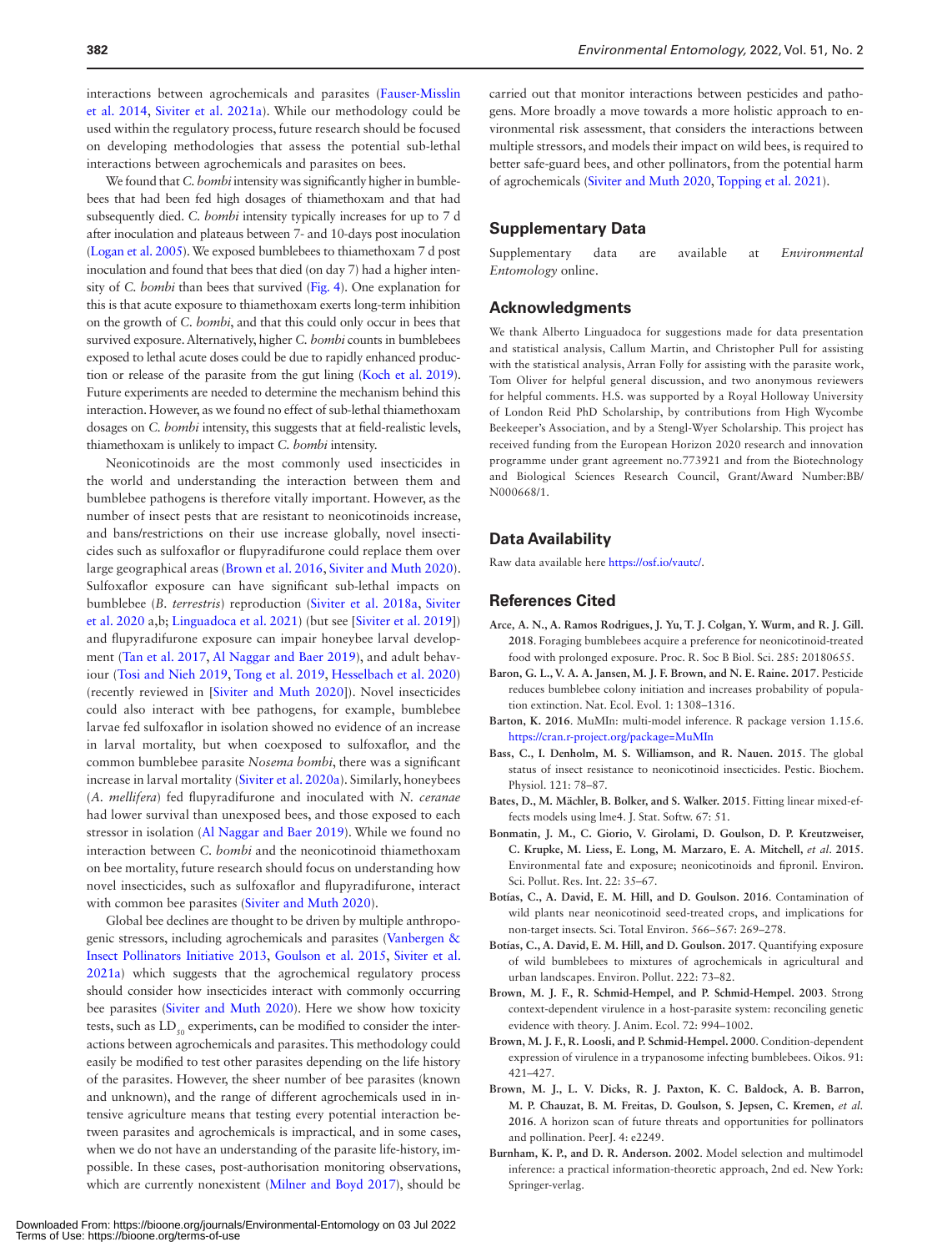interactions between agrochemicals and parasites (Fauser-Misslin et al. 2014, Siviter et al. 2021a). While our methodology could be used within the regulatory process, future research should be focused on developing methodologies that assess the potential sub-lethal interactions between agrochemicals and parasites on bees.

We found that *C. bombi* intensity was significantly higher in bumblebees that had been fed high dosages of thiamethoxam and that had subsequently died. *C. bombi* intensity typically increases for up to 7 d after inoculation and plateaus between 7- and 10-days post inoculation (Logan et al. 2005). We exposed bumblebees to thiamethoxam 7 d post inoculation and found that bees that died (on day 7) had a higher intensity of *C. bombi* than bees that survived (Fig. 4). One explanation for this is that acute exposure to thiamethoxam exerts long-term inhibition on the growth of *C. bombi*, and that this could only occur in bees that survived exposure. Alternatively, higher *C. bombi* counts in bumblebees exposed to lethal acute doses could be due to rapidly enhanced production or release of the parasite from the gut lining (Koch et al. 2019). Future experiments are needed to determine the mechanism behind this interaction. However, as we found no effect of sub-lethal thiamethoxam dosages on *C. bombi* intensity, this suggests that at field-realistic levels, thiamethoxam is unlikely to impact *C. bombi* intensity.

Neonicotinoids are the most commonly used insecticides in the world and understanding the interaction between them and bumblebee pathogens is therefore vitally important. However, as the number of insect pests that are resistant to neonicotinoids increase, and bans/restrictions on their use increase globally, novel insecticides such as sulfoxaflor or flupyradifurone could replace them over large geographical areas (Brown et al. 2016, Siviter and Muth 2020). Sulfoxaflor exposure can have significant sub-lethal impacts on bumblebee (*B. terrestris*) reproduction (Siviter et al. 2018a, Siviter et al. 2020 a,b; Linguadoca et al. 2021) (but see [Siviter et al. 2019]) and flupyradifurone exposure can impair honeybee larval development (Tan et al. 2017, Al Naggar and Baer 2019), and adult behaviour (Tosi and Nieh 2019, Tong et al. 2019, Hesselbach et al. 2020) (recently reviewed in [Siviter and Muth 2020]). Novel insecticides could also interact with bee pathogens, for example, bumblebee larvae fed sulfoxaflor in isolation showed no evidence of an increase in larval mortality, but when coexposed to sulfoxaflor, and the common bumblebee parasite *Nosema bombi*, there was a significant increase in larval mortality (Siviter et al. 2020a). Similarly, honeybees (*A. mellifera*) fed flupyradifurone and inoculated with *N. ceranae* had lower survival than unexposed bees, and those exposed to each stressor in isolation (Al Naggar and Baer 2019). While we found no interaction between *C. bombi* and the neonicotinoid thiamethoxam on bee mortality, future research should focus on understanding how novel insecticides, such as sulfoxaflor and flupyradifurone, interact with common bee parasites (Siviter and Muth 2020).

Global bee declines are thought to be driven by multiple anthropogenic stressors, including agrochemicals and parasites (Vanbergen & Insect Pollinators Initiative 2013, Goulson et al. 2015, Siviter et al. 2021a) which suggests that the agrochemical regulatory process should consider how insecticides interact with commonly occurring bee parasites (Siviter and Muth 2020). Here we show how toxicity tests, such as $LD_{50}$ experiments, can be modified to consider the interactions between agrochemicals and parasites. This methodology could easily be modified to test other parasites depending on the life history of the parasites. However, the sheer number of bee parasites (known and unknown), and the range of different agrochemicals used in intensive agriculture means that testing every potential interaction between parasites and agrochemicals is impractical, and in some cases, when we do not have an understanding of the parasite life-history, impossible. In these cases, post-authorisation monitoring observations, which are currently nonexistent (Milner and Boyd 2017), should be carried out that monitor interactions between pesticides and pathogens. More broadly a move towards a more holistic approach to environmental risk assessment, that considers the interactions between multiple stressors, and models their impact on wild bees, is required to better safe-guard bees, and other pollinators, from the potential harm of agrochemicals (Siviter and Muth 2020, Topping et al. 2021).

## Supplementary Data

Supplementary data are available at *Environmental Entomology* online.

## Acknowledgments

We thank Alberto Linguadoca for suggestions made for data presentation and statistical analysis, Callum Martin, and Christopher Pull for assisting with the statistical analysis, Arran Folly for assisting with the parasite work, Tom Oliver for helpful general discussion, and two anonymous reviewers for helpful comments. H.S. was supported by a Royal Holloway University of London Reid PhD Scholarship, by contributions from High Wycombe Beekeeper's Association, and by a Stengl-Wyer Scholarship. This project has received funding from the European Horizon 2020 research and innovation programme under grant agreement no.773921 and from the Biotechnology and Biological Sciences Research Council, Grant/Award Number:BB/N000668/1.

## Data Availability

Raw data available here https://osf.io/vautc/.

## References Cited

- **Arce, A. N., A. Ramos Rodrigues, J. Yu, T. J. Colgan, Y. Wurm, and R. J. Gill. 2018**. Foraging bumblebees acquire a preference for neonicotinoid-treated food with prolonged exposure. Proc. R. Soc B Biol. Sci. 285: 20180655.
- **Baron, G. L., V. A. A. Jansen, M. J. F. Brown, and N. E. Raine. 2017**. Pesticide reduces bumblebee colony initiation and increases probability of population extinction. Nat. Ecol. Evol. 1: 1308–1316.
- **Barton, K. 2016**. MuMIn: multi-model inference. R package version 1.15.6. https://cran.r-project.org/package=MuMIn
- **Bass, C., I. Denholm, M. S. Williamson, and R. Nauen. 2015**. The global status of insect resistance to neonicotinoid insecticides. Pestic. Biochem. Physiol. 121: 78–87.
- **Bates, D., M. Mächler, B. Bolker, and S. Walker. 2015**. Fitting linear mixed-effects models using lme4. J. Stat. Softw. 67: 51.
- **Bonmatin, J. M., C. Giorio, V. Girolami, D. Goulson, D. P. Kreutzweiser, C. Krupke, M. Liess, E. Long, M. Marzaro, E. A. Mitchell, *et al*. 2015**. Environmental fate and exposure; neonicotinoids and fipronil. Environ. Sci. Pollut. Res. Int. 22: 35–67.
- **Botías, C., A. David, E. M. Hill, and D. Goulson. 2016**. Contamination of wild plants near neonicotinoid seed-treated crops, and implications for non-target insects. Sci. Total Environ. 566–567: 269–278.
- **Botías, C., A. David, E. M. Hill, and D. Goulson. 2017**. Quantifying exposure of wild bumblebees to mixtures of agrochemicals in agricultural and urban landscapes. Environ. Pollut. 222: 73–82.
- **Brown, M. J. F., R. Schmid-Hempel, and P. Schmid-Hempel. 2003**. Strong context-dependent virulence in a host-parasite system: reconciling genetic evidence with theory. J. Anim. Ecol. 72: 994–1002.
- **Brown, M. J. F., R. Loosli, and P. Schmid-Hempel. 2000**. Condition-dependent expression of virulence in a trypanosome infecting bumblebees. Oikos. 91: 421–427.
- **Brown, M. J., L. V. Dicks, R. J. Paxton, K. C. Baldock, A. B. Barron, M. P. Chauzat, B. M. Freitas, D. Goulson, S. Jepsen, C. Kremen, *et al*. 2016**. A horizon scan of future threats and opportunities for pollinators and pollination. PeerJ. 4: e2249.
- **Burnham, K. P., and D. R. Anderson. 2002**. Model selection and multimodel inference: a practical information-theoretic approach, 2nd ed. New York: Springer-verlag.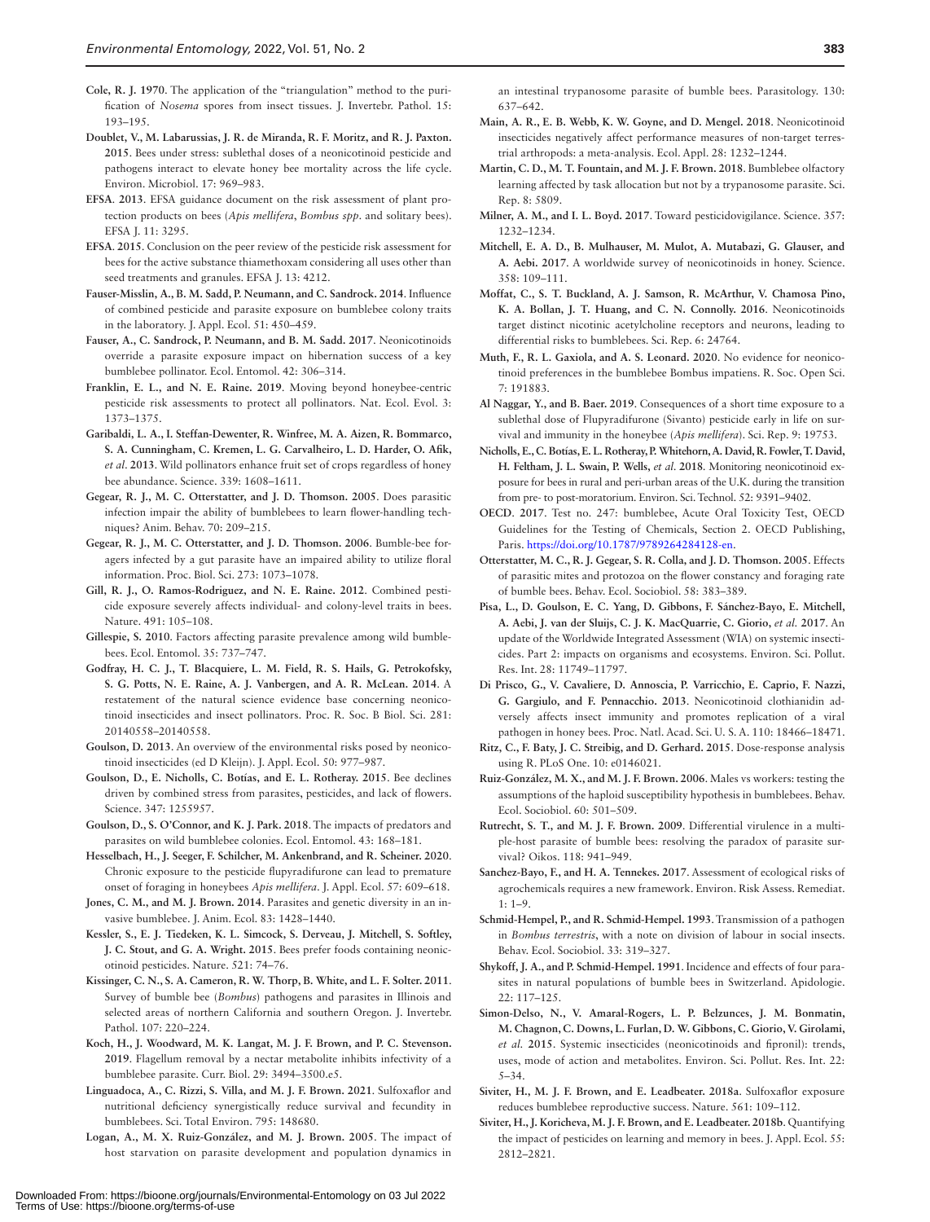**Cole, R. J. 1970**. The application of the "triangulation" method to the purification of *Nosema* spores from insect tissues. J. Invertebr. Pathol. 15: 193–195.

**Doublet, V., M. Labarussias, J. R. de Miranda, R. F. Moritz, and R. J. Paxton. 2015**. Bees under stress: sublethal doses of a neonicotinoid pesticide and pathogens interact to elevate honey bee mortality across the life cycle. Environ. Microbiol. 17: 969–983.

**EFSA. 2013**. EFSA guidance document on the risk assessment of plant protection products on bees (*Apis mellifera*, *Bombus spp*. and solitary bees). EFSA J. 11: 3295.

**EFSA. 2015**. Conclusion on the peer review of the pesticide risk assessment for bees for the active substance thiamethoxam considering all uses other than seed treatments and granules. EFSA J. 13: 4212.

**Fauser-Misslin, A., B. M. Sadd, P. Neumann, and C. Sandrock. 2014**. Influence of combined pesticide and parasite exposure on bumblebee colony traits in the laboratory. J. Appl. Ecol. 51: 450–459.

**Fauser, A., C. Sandrock, P. Neumann, and B. M. Sadd. 2017**. Neonicotinoids override a parasite exposure impact on hibernation success of a key bumblebee pollinator. Ecol. Entomol. 42: 306–314.

**Franklin, E. L., and N. E. Raine. 2019**. Moving beyond honeybee-centric pesticide risk assessments to protect all pollinators. Nat. Ecol. Evol. 3: 1373–1375.

**Garibaldi, L. A., I. Steffan-Dewenter, R. Winfree, M. A. Aizen, R. Bommarco, S. A. Cunningham, C. Kremen, L. G. Carvalheiro, L. D. Harder, O. Afik, *et al*. 2013**. Wild pollinators enhance fruit set of crops regardless of honey bee abundance. Science. 339: 1608–1611.

**Gegear, R. J., M. C. Otterstatter, and J. D. Thomson. 2005**. Does parasitic infection impair the ability of bumblebees to learn flower-handling techniques? Anim. Behav. 70: 209–215.

**Gegear, R. J., M. C. Otterstatter, and J. D. Thomson. 2006**. Bumble-bee foragers infected by a gut parasite have an impaired ability to utilize floral information. Proc. Biol. Sci. 273: 1073–1078.

**Gill, R. J., O. Ramos-Rodriguez, and N. E. Raine. 2012**. Combined pesticide exposure severely affects individual- and colony-level traits in bees. Nature. 491: 105–108.

**Gillespie, S. 2010**. Factors affecting parasite prevalence among wild bumblebees. Ecol. Entomol. 35: 737–747.

**Godfray, H. C. J., T. Blacquiere, L. M. Field, R. S. Hails, G. Petrokofsky, S. G. Potts, N. E. Raine, A. J. Vanbergen, and A. R. McLean. 2014**. A restatement of the natural science evidence base concerning neonicotinoid insecticides and insect pollinators. Proc. R. Soc. B Biol. Sci. 281: 20140558–20140558.

**Goulson, D. 2013**. An overview of the environmental risks posed by neonicotinoid insecticides (ed D Kleijn). J. Appl. Ecol. 50: 977–987.

**Goulson, D., E. Nicholls, C. Botías, and E. L. Rotheray. 2015**. Bee declines driven by combined stress from parasites, pesticides, and lack of flowers. Science. 347: 1255957.

**Goulson, D., S. O'Connor, and K. J. Park. 2018**. The impacts of predators and parasites on wild bumblebee colonies. Ecol. Entomol. 43: 168–181.

**Hesselbach, H., J. Seeger, F. Schilcher, M. Ankenbrand, and R. Scheiner. 2020**. Chronic exposure to the pesticide flupyradifurone can lead to premature onset of foraging in honeybees *Apis mellifera*. J. Appl. Ecol. 57: 609–618.

**Jones, C. M., and M. J. Brown. 2014**. Parasites and genetic diversity in an invasive bumblebee. J. Anim. Ecol. 83: 1428–1440.

**Kessler, S., E. J. Tiedeken, K. L. Simcock, S. Derveau, J. Mitchell, S. Softley, J. C. Stout, and G. A. Wright. 2015**. Bees prefer foods containing neonicotinoid pesticides. Nature. 521: 74–76.

**Kissinger, C. N., S. A. Cameron, R. W. Thorp, B. White, and L. F. Solter. 2011**. Survey of bumble bee (*Bombus*) pathogens and parasites in Illinois and selected areas of northern California and southern Oregon. J. Invertebr. Pathol. 107: 220–224.

**Koch, H., J. Woodward, M. K. Langat, M. J. F. Brown, and P. C. Stevenson. 2019**. Flagellum removal by a nectar metabolite inhibits infectivity of a bumblebee parasite. Curr. Biol. 29: 3494–3500.e5.

**Linguadoca, A., C. Rizzi, S. Villa, and M. J. F. Brown. 2021**. Sulfoxaflor and nutritional deficiency synergistically reduce survival and fecundity in bumblebees. Sci. Total Environ. 795: 148680.

**Logan, A., M. X. Ruiz-González, and M. J. Brown. 2005**. The impact of host starvation on parasite development and population dynamics in an intestinal trypanosome parasite of bumble bees. Parasitology. 130: 637–642.

**Main, A. R., E. B. Webb, K. W. Goyne, and D. Mengel. 2018**. Neonicotinoid insecticides negatively affect performance measures of non-target terrestrial arthropods: a meta-analysis. Ecol. Appl. 28: 1232–1244.

**Martin, C. D., M. T. Fountain, and M. J. F. Brown. 2018**. Bumblebee olfactory learning affected by task allocation but not by a trypanosome parasite. Sci. Rep. 8: 5809.

**Milner, A. M., and I. L. Boyd. 2017**. Toward pesticidovigilance. Science. 357: 1232–1234.

**Mitchell, E. A. D., B. Mulhauser, M. Mulot, A. Mutabazi, G. Glauser, and A. Aebi. 2017**. A worldwide survey of neonicotinoids in honey. Science. 358: 109–111.

**Moffat, C., S. T. Buckland, A. J. Samson, R. McArthur, V. Chamosa Pino, K. A. Bollan, J. T. Huang, and C. N. Connolly. 2016**. Neonicotinoids target distinct nicotinic acetylcholine receptors and neurons, leading to differential risks to bumblebees. Sci. Rep. 6: 24764.

**Muth, F., R. L. Gaxiola, and A. S. Leonard. 2020**. No evidence for neonicotinoid preferences in the bumblebee Bombus impatiens. R. Soc. Open Sci. 7: 191883.

**Al Naggar, Y., and B. Baer. 2019**. Consequences of a short time exposure to a sublethal dose of Flupyradifurone (Sivanto) pesticide early in life on survival and immunity in the honeybee (*Apis mellifera*). Sci. Rep. 9: 19753.

**Nicholls, E., C. Botías, E. L. Rotheray, P. Whitehorn, A. David, R. Fowler, T. David, H. Feltham, J. L. Swain, P. Wells, *et al*. 2018**. Monitoring neonicotinoid exposure for bees in rural and peri-urban areas of the U.K. during the transition from pre- to post-moratorium. Environ. Sci. Technol. 52: 9391–9402.

**OECD. 2017**. Test no. 247: bumblebee, Acute Oral Toxicity Test, OECD Guidelines for the Testing of Chemicals, Section 2. OECD Publishing, Paris. https://doi.org/10.1787/9789264284128-en.

**Otterstatter, M. C., R. J. Gegear, S. R. Colla, and J. D. Thomson. 2005**. Effects of parasitic mites and protozoa on the flower constancy and foraging rate of bumble bees. Behav. Ecol. Sociobiol. 58: 383–389.

**Pisa, L., D. Goulson, E. C. Yang, D. Gibbons, F. Sánchez-Bayo, E. Mitchell, A. Aebi, J. van der Sluijs, C. J. K. MacQuarrie, C. Giorio, *et al*. 2017**. An update of the Worldwide Integrated Assessment (WIA) on systemic insecticides. Part 2: impacts on organisms and ecosystems. Environ. Sci. Pollut. Res. Int. 28: 11749–11797.

**Di Prisco, G., V. Cavaliere, D. Annoscia, P. Varricchio, E. Caprio, F. Nazzi, G. Gargiulo, and F. Pennacchio. 2013**. Neonicotinoid clothianidin adversely affects insect immunity and promotes replication of a viral pathogen in honey bees. Proc. Natl. Acad. Sci. U. S. A. 110: 18466–18471.

**Ritz, C., F. Baty, J. C. Streibig, and D. Gerhard. 2015**. Dose-response analysis using R. PLoS One. 10: e0146021.

**Ruiz-González, M. X., and M. J. F. Brown. 2006**. Males vs workers: testing the assumptions of the haploid susceptibility hypothesis in bumblebees. Behav. Ecol. Sociobiol. 60: 501–509.

**Rutrecht, S. T., and M. J. F. Brown. 2009**. Differential virulence in a multiple-host parasite of bumble bees: resolving the paradox of parasite survival? Oikos. 118: 941–949.

**Sanchez-Bayo, F., and H. A. Tennekes. 2017**. Assessment of ecological risks of agrochemicals requires a new framework. Environ. Risk Assess. Remediat. 1: 1–9.

**Schmid-Hempel, P., and R. Schmid-Hempel. 1993**. Transmission of a pathogen in *Bombus terrestris*, with a note on division of labour in social insects. Behav. Ecol. Sociobiol. 33: 319–327.

**Shykoff, J. A., and P. Schmid-Hempel. 1991**. Incidence and effects of four parasites in natural populations of bumble bees in Switzerland. Apidologie. 22: 117–125.

**Simon-Delso, N., V. Amaral-Rogers, L. P. Belzunces, J. M. Bonmatin, M. Chagnon, C. Downs, L. Furlan, D. W. Gibbons, C. Giorio, V. Girolami, *et al*. 2015**. Systemic insecticides (neonicotinoids and fipronil): trends, uses, mode of action and metabolites. Environ. Sci. Pollut. Res. Int. 22: 5–34.

**Siviter, H., M. J. F. Brown, and E. Leadbeater. 2018a**. Sulfoxaflor exposure reduces bumblebee reproductive success. Nature. 561: 109–112.

**Siviter, H., J. Koricheva, M. J. F. Brown, and E. Leadbeater. 2018b**. Quantifying the impact of pesticides on learning and memory in bees. J. Appl. Ecol. 55: 2812–2821.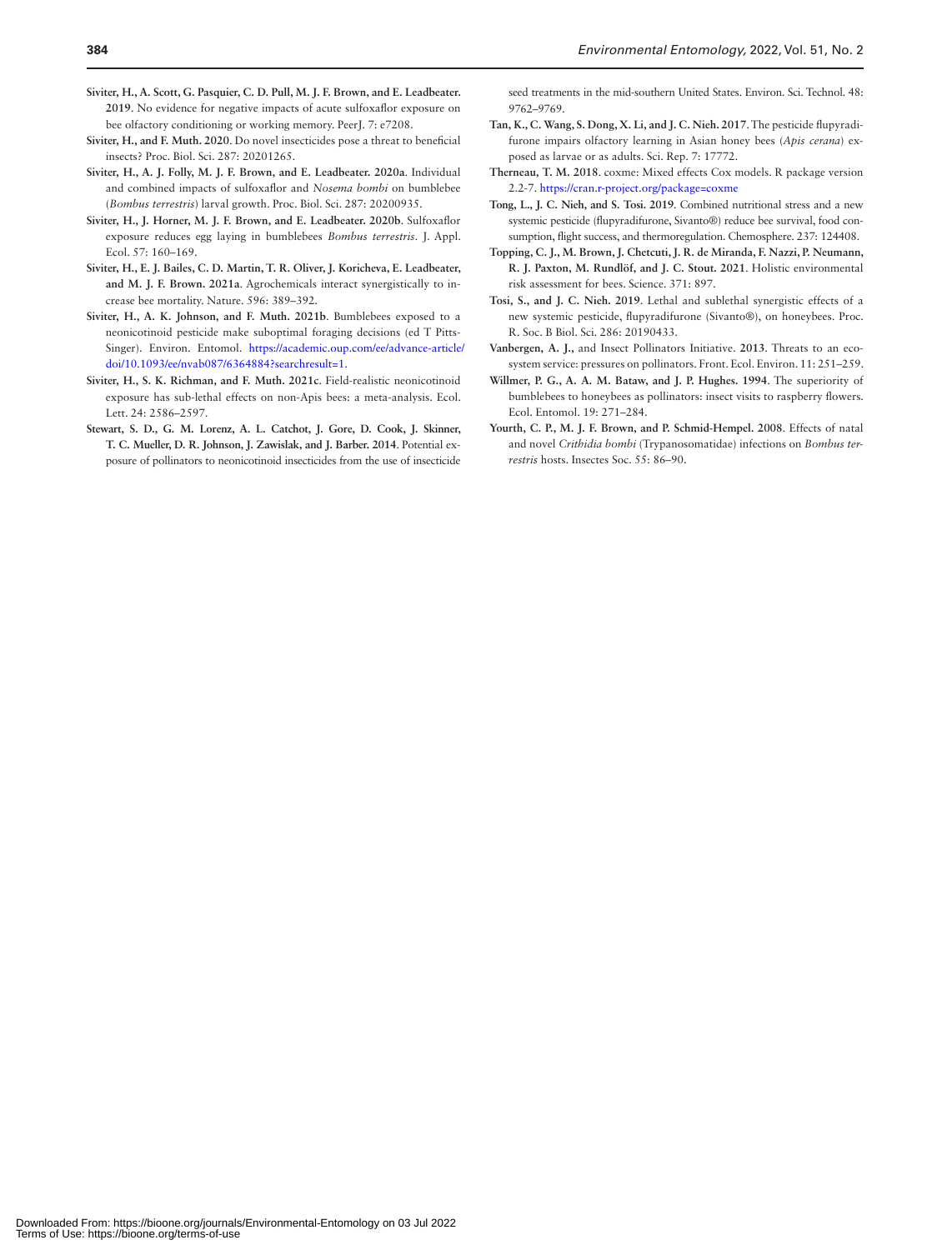**Siviter, H., A. Scott, G. Pasquier, C. D. Pull, M. J. F. Brown, and E. Leadbeater. 2019**. No evidence for negative impacts of acute sulfoxaflor exposure on bee olfactory conditioning or working memory. PeerJ. 7: e7208.

**Siviter, H., and F. Muth. 2020**. Do novel insecticides pose a threat to beneficial insects? Proc. Biol. Sci. 287: 20201265.

**Siviter, H., A. J. Folly, M. J. F. Brown, and E. Leadbeater. 2020a**. Individual and combined impacts of sulfoxaflor and *Nosema bombi* on bumblebee (*Bombus terrestris*) larval growth. Proc. Biol. Sci. 287: 20200935.

**Siviter, H., J. Horner, M. J. F. Brown, and E. Leadbeater. 2020b**. Sulfoxaflor exposure reduces egg laying in bumblebees *Bombus terrestris*. J. Appl. Ecol. 57: 160–169.

**Siviter, H., E. J. Bailes, C. D. Martin, T. R. Oliver, J. Koricheva, E. Leadbeater, and M. J. F. Brown. 2021a**. Agrochemicals interact synergistically to increase bee mortality. Nature. 596: 389–392.

**Siviter, H., A. K. Johnson, and F. Muth. 2021b**. Bumblebees exposed to a neonicotinoid pesticide make suboptimal foraging decisions (ed T Pitts-Singer). Environ. Entomol. https://academic.oup.com/ee/advance-article/doi/10.1093/ee/nvab087/6364884?searchresult=1.

**Siviter, H., S. K. Richman, and F. Muth. 2021c**. Field-realistic neonicotinoid exposure has sub-lethal effects on non-Apis bees: a meta-analysis. Ecol. Lett. 24: 2586–2597.

**Stewart, S. D., G. M. Lorenz, A. L. Catchot, J. Gore, D. Cook, J. Skinner, T. C. Mueller, D. R. Johnson, J. Zawislak, and J. Barber. 2014**. Potential exposure of pollinators to neonicotinoid insecticides from the use of insecticide seed treatments in the mid-southern United States. Environ. Sci. Technol. 48: 9762–9769.

**Tan, K., C. Wang, S. Dong, X. Li, and J. C. Nieh. 2017**. The pesticide flupyradifurone impairs olfactory learning in Asian honey bees (*Apis cerana*) exposed as larvae or as adults. Sci. Rep. 7: 17772.

**Therneau, T. M. 2018**. coxme: Mixed effects Cox models. R package version 2.2-7. https://cran.r-project.org/package=coxme

**Tong, L., J. C. Nieh, and S. Tosi. 2019**. Combined nutritional stress and a new systemic pesticide (flupyradifurone, Sivanto®) reduce bee survival, food consumption, flight success, and thermoregulation. Chemosphere. 237: 124408.

**Topping, C. J., M. Brown, J. Chetcuti, J. R. de Miranda, F. Nazzi, P. Neumann, R. J. Paxton, M. Rundlöf, and J. C. Stout. 2021**. Holistic environmental risk assessment for bees. Science. 371: 897.

**Tosi, S., and J. C. Nieh. 2019**. Lethal and sublethal synergistic effects of a new systemic pesticide, flupyradifurone (Sivanto®), on honeybees. Proc. R. Soc. B Biol. Sci. 286: 20190433.

**Vanbergen, A. J.,** and Insect Pollinators Initiative. **2013**. Threats to an ecosystem service: pressures on pollinators. Front. Ecol. Environ. 11: 251–259.

**Willmer, P. G., A. A. M. Bataw, and J. P. Hughes. 1994**. The superiority of bumblebees to honeybees as pollinators: insect visits to raspberry flowers. Ecol. Entomol. 19: 271–284.

**Yourth, C. P., M. J. F. Brown, and P. Schmid-Hempel. 2008**. Effects of natal and novel *Crithidia bombi* (Trypanosomatidae) infections on *Bombus terrestris* hosts. Insectes Soc. 55: 86–90.